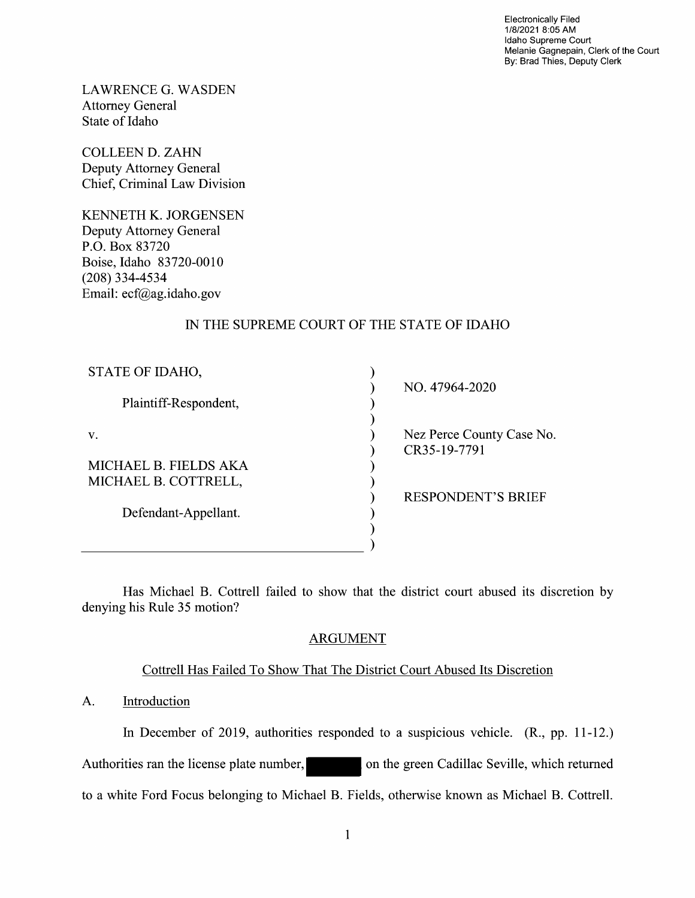Electronically Filed
1/8/2021 8:05 AM
Idaho Supreme Court
Melanie Gagnepain, Clerk of the Court
By: Brad Thies, Deputy Clerk

LAWRENCE G. WASDEN
Attorney General
State of Idaho

COLLEEN D. ZAHN
Deputy Attorney General
Chief, Criminal Law Division

KENNETH K. JORGENSEN
Deputy Attorney General
P.O. Box 83720
Boise, Idaho 83720-0010
(208) 334-4534
Email: ecf@ag.idaho.gov

IN THE SUPREME COURT OF THE STATE OF IDAHO

| | | |
|---|---|---|
| STATE OF IDAHO, | ) | NO. 47964-2020 |
| Plaintiff-Respondent, | ) | |
| v. | ) | Nez Perce County Case No. CR35-19-7791 |
| MICHAEL B. FIELDS AKA MICHAEL B. COTTRELL, | ) | |
| | ) | RESPONDENT'S BRIEF |
| Defendant-Appellant. | ) | |

Has Michael B. Cottrell failed to show that the district court abused its discretion by denying his Rule 35 motion?

## ARGUMENT

### Cottrell Has Failed To Show That The District Court Abused Its Discretion

A. Introduction

In December of 2019, authorities responded to a suspicious vehicle. (R., pp. 11-12.) Authorities ran the license plate number, [redacted] on the green Cadillac Seville, which returned to a white Ford Focus belonging to Michael B. Fields, otherwise known as Michael B. Cottrell.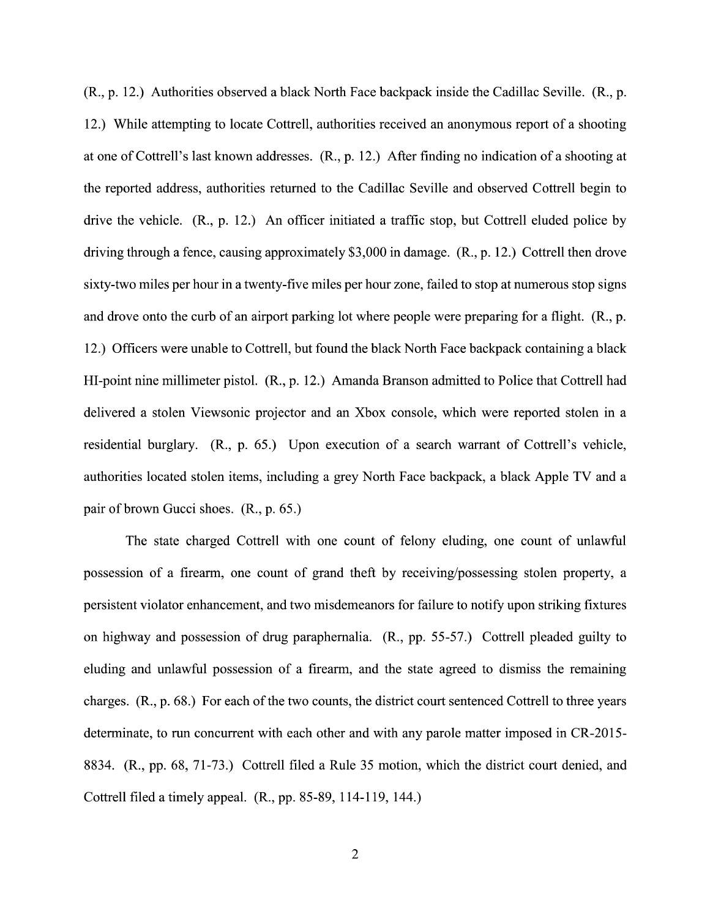(R., p. 12.) Authorities observed a black North Face backpack inside the Cadillac Seville. (R., p. 12.) While attempting to locate Cottrell, authorities received an anonymous report of a shooting at one of Cottrell's last known addresses. (R., p. 12.) After finding no indication of a shooting at the reported address, authorities returned to the Cadillac Seville and observed Cottrell begin to drive the vehicle. (R., p. 12.) An officer initiated a traffic stop, but Cottrell eluded police by driving through a fence, causing approximately $3,000 in damage. (R., p. 12.) Cottrell then drove sixty-two miles per hour in a twenty-five miles per hour zone, failed to stop at numerous stop signs and drove onto the curb of an airport parking lot where people were preparing for a flight. (R., p. 12.) Officers were unable to Cottrell, but found the black North Face backpack containing a black HI-point nine millimeter pistol. (R., p. 12.) Amanda Branson admitted to Police that Cottrell had delivered a stolen Viewsonic projector and an Xbox console, which were reported stolen in a residential burglary. (R., p. 65.) Upon execution of a search warrant of Cottrell's vehicle, authorities located stolen items, including a grey North Face backpack, a black Apple TV and a pair of brown Gucci shoes. (R., p. 65.)

The state charged Cottrell with one count of felony eluding, one count of unlawful possession of a firearm, one count of grand theft by receiving/possessing stolen property, a persistent violator enhancement, and two misdemeanors for failure to notify upon striking fixtures on highway and possession of drug paraphernalia. (R., pp. 55-57.) Cottrell pleaded guilty to eluding and unlawful possession of a firearm, and the state agreed to dismiss the remaining charges. (R., p. 68.) For each of the two counts, the district court sentenced Cottrell to three years determinate, to run concurrent with each other and with any parole matter imposed in CR-2015-8834. (R., pp. 68, 71-73.) Cottrell filed a Rule 35 motion, which the district court denied, and Cottrell filed a timely appeal. (R., pp. 85-89, 114-119, 144.)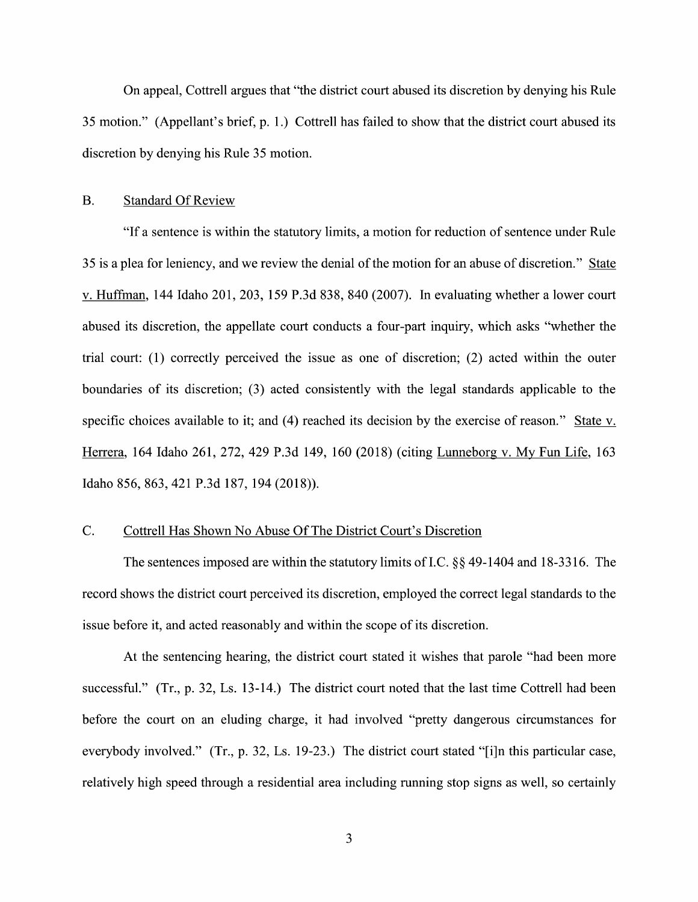On appeal, Cottrell argues that "the district court abused its discretion by denying his Rule 35 motion." (Appellant's brief, p. 1.) Cottrell has failed to show that the district court abused its discretion by denying his Rule 35 motion.

## B. Standard Of Review

"If a sentence is within the statutory limits, a motion for reduction of sentence under Rule 35 is a plea for leniency, and we review the denial of the motion for an abuse of discretion." State v. Huffman, 144 Idaho 201, 203, 159 P.3d 838, 840 (2007). In evaluating whether a lower court abused its discretion, the appellate court conducts a four-part inquiry, which asks "whether the trial court: (1) correctly perceived the issue as one of discretion; (2) acted within the outer boundaries of its discretion; (3) acted consistently with the legal standards applicable to the specific choices available to it; and (4) reached its decision by the exercise of reason." State v. Herrera, 164 Idaho 261, 272, 429 P.3d 149, 160 (2018) (citing Lunneborg v. My Fun Life, 163 Idaho 856, 863, 421 P.3d 187, 194 (2018)).

## C. Cottrell Has Shown No Abuse Of The District Court's Discretion

The sentences imposed are within the statutory limits of I.C. §§ 49-1404 and 18-3316. The record shows the district court perceived its discretion, employed the correct legal standards to the issue before it, and acted reasonably and within the scope of its discretion.

At the sentencing hearing, the district court stated it wishes that parole "had been more successful." (Tr., p. 32, Ls. 13-14.) The district court noted that the last time Cottrell had been before the court on an eluding charge, it had involved "pretty dangerous circumstances for everybody involved." (Tr., p. 32, Ls. 19-23.) The district court stated "[i]n this particular case, relatively high speed through a residential area including running stop signs as well, so certainly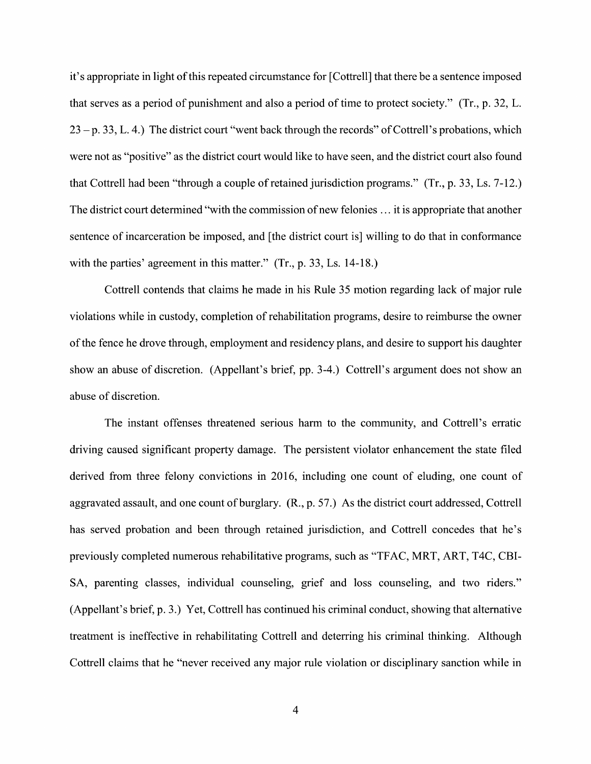it's appropriate in light of this repeated circumstance for [Cottrell] that there be a sentence imposed that serves as a period of punishment and also a period of time to protect society." (Tr., p. 32, L. 23 – p. 33, L. 4.) The district court "went back through the records" of Cottrell's probations, which were not as "positive" as the district court would like to have seen, and the district court also found that Cottrell had been "through a couple of retained jurisdiction programs." (Tr., p. 33, Ls. 7-12.) The district court determined "with the commission of new felonies … it is appropriate that another sentence of incarceration be imposed, and [the district court is] willing to do that in conformance with the parties' agreement in this matter." (Tr., p. 33, Ls. 14-18.)

Cottrell contends that claims he made in his Rule 35 motion regarding lack of major rule violations while in custody, completion of rehabilitation programs, desire to reimburse the owner of the fence he drove through, employment and residency plans, and desire to support his daughter show an abuse of discretion. (Appellant's brief, pp. 3-4.) Cottrell's argument does not show an abuse of discretion.

The instant offenses threatened serious harm to the community, and Cottrell's erratic driving caused significant property damage. The persistent violator enhancement the state filed derived from three felony convictions in 2016, including one count of eluding, one count of aggravated assault, and one count of burglary. (R., p. 57.) As the district court addressed, Cottrell has served probation and been through retained jurisdiction, and Cottrell concedes that he's previously completed numerous rehabilitative programs, such as "TFAC, MRT, ART, T4C, CBI-SA, parenting classes, individual counseling, grief and loss counseling, and two riders." (Appellant's brief, p. 3.) Yet, Cottrell has continued his criminal conduct, showing that alternative treatment is ineffective in rehabilitating Cottrell and deterring his criminal thinking. Although Cottrell claims that he "never received any major rule violation or disciplinary sanction while in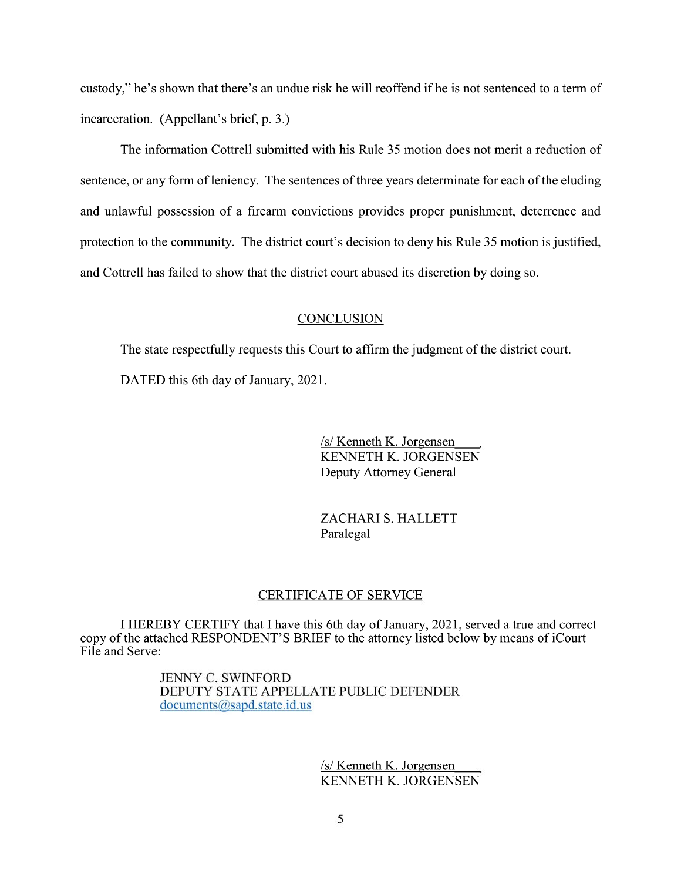custody," he's shown that there's an undue risk he will reoffend if he is not sentenced to a term of incarceration. (Appellant's brief, p. 3.)

The information Cottrell submitted with his Rule 35 motion does not merit a reduction of sentence, or any form of leniency. The sentences of three years determinate for each of the eluding and unlawful possession of a firearm convictions provides proper punishment, deterrence and protection to the community. The district court's decision to deny his Rule 35 motion is justified, and Cottrell has failed to show that the district court abused its discretion by doing so.

## CONCLUSION

The state respectfully requests this Court to affirm the judgment of the district court.

DATED this 6th day of January, 2021.

/s/ Kenneth K. Jorgensen
KENNETH K. JORGENSEN
Deputy Attorney General

ZACHARI S. HALLETT
Paralegal

## CERTIFICATE OF SERVICE

I HEREBY CERTIFY that I have this 6th day of January, 2021, served a true and correct copy of the attached RESPONDENT'S BRIEF to the attorney listed below by means of iCourt File and Serve:

JENNY C. SWINFORD
DEPUTY STATE APPELLATE PUBLIC DEFENDER
documents@sapd.state.id.us

/s/ Kenneth K. Jorgensen
KENNETH K. JORGENSEN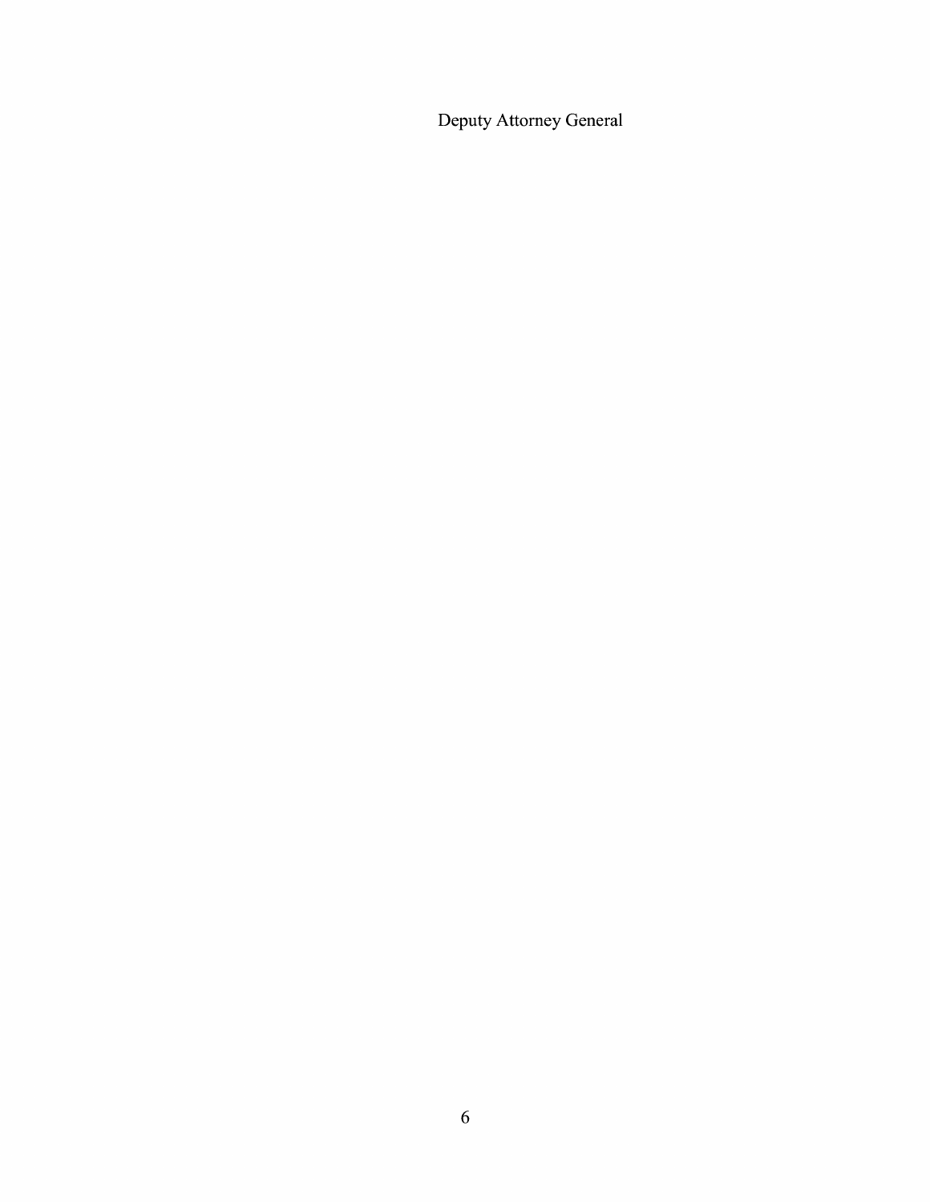Deputy Attorney General